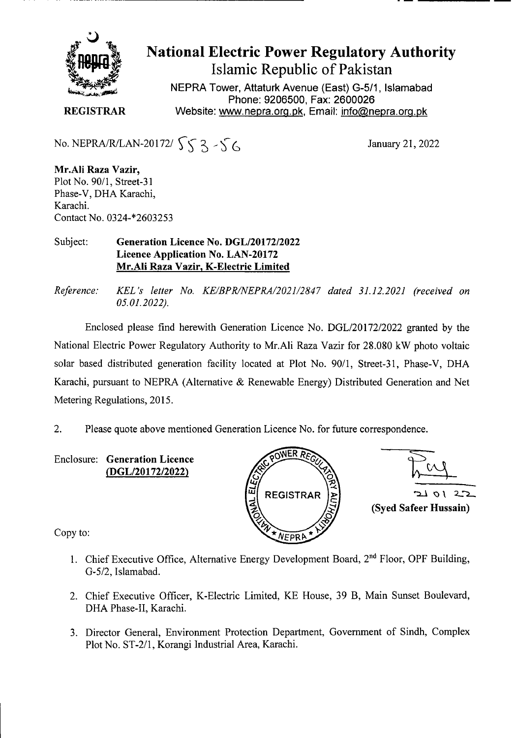# National Electric Power Regulatory Authority

## Islamic Republic of Pakistan

NEPRA Tower, Attaturk Avenue (East) G-5/1, Islamabad
Phone: 9206500, Fax: 2600026
Website: www.nepra.org.pk, Email: info@nepra.org.pk

**REGISTRAR**

No. NEPRA/R/LAN-20172/ 553-56

January 21, 2022

**Mr.Ali Raza Vazir,**
Plot No. 90/1, Street-31
Phase-V, DHA Karachi,
Karachi.
Contact No. 0324-*2603253

Subject: **Generation Licence No. DGL/20172/2022**
**Licence Application No. LAN-20172**
**<u>Mr.Ali Raza Vazir, K-Electric Limited</u>**

*Reference: KEL's letter No. KE/BPR/NEPRA/2021/2847 dated 31.12.2021 (received on 05.01.2022).*

Enclosed please find herewith Generation Licence No. DGL/20172/2022 granted by the National Electric Power Regulatory Authority to Mr.Ali Raza Vazir for 28.080 kW photo voltaic solar based distributed generation facility located at Plot No. 90/1, Street-31, Phase-V, DHA Karachi, pursuant to NEPRA (Alternative & Renewable Energy) Distributed Generation and Net Metering Regulations, 2015.

2. Please quote above mentioned Generation Licence No. for future correspondence.

Enclosure: **Generation Licence**
**<u>(DGL/20172/2022)</u>**

21 01 22
**(Syed Safeer Hussain)**

Copy to:

1. Chief Executive Office, Alternative Energy Development Board, 2nd Floor, OPF Building, G-5/2, Islamabad.

2. Chief Executive Officer, K-Electric Limited, KE House, 39 B, Main Sunset Boulevard, DHA Phase-II, Karachi.

3. Director General, Environment Protection Department, Government of Sindh, Complex Plot No. ST-2/1, Korangi Industrial Area, Karachi.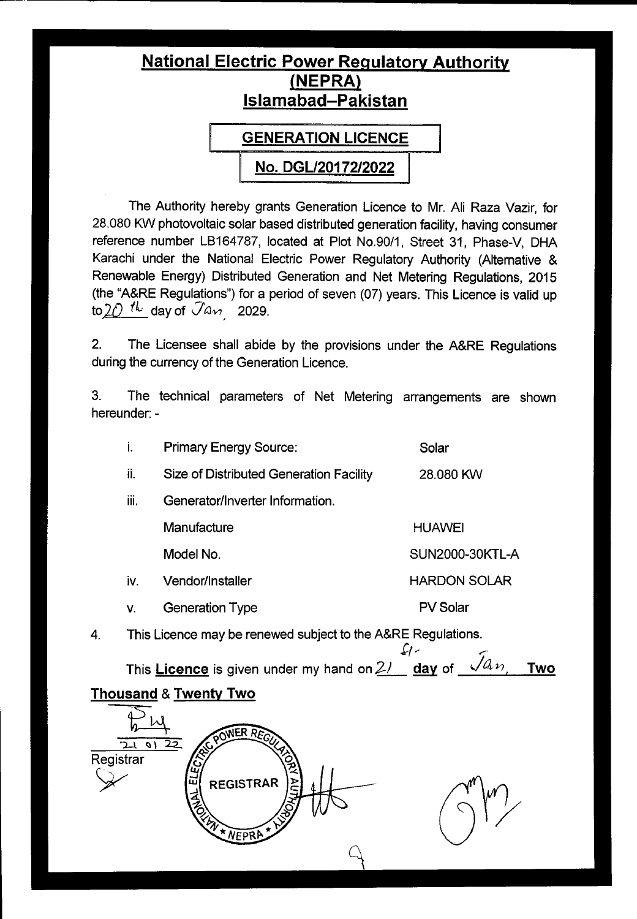# National Electric Power Regulatory Authority (NEPRA) Islamabad–Pakistan

## GENERATION LICENCE

## No. DGL/20172/2022

The Authority hereby grants Generation Licence to Mr. Ali Raza Vazir, for 28.080 KW photovoltaic solar based distributed generation facility, having consumer reference number LB164787, located at Plot No.90/1, Street 31, Phase-V, DHA Karachi under the National Electric Power Regulatory Authority (Alternative & Renewable Energy) Distributed Generation and Net Metering Regulations, 2015 (the "A&RE Regulations") for a period of seven (07) years. This Licence is valid up to 20th day of Jan, 2029.

2. The Licensee shall abide by the provisions under the A&RE Regulations during the currency of the Generation Licence.

3. The technical parameters of Net Metering arrangements are shown hereunder: -

| | | |
|---|---|---|
| i. | Primary Energy Source: | Solar |
| ii. | Size of Distributed Generation Facility | 28.080 KW |
| iii. | Generator/Inverter Information. | |
| | Manufacture | HUAWEI |
| | Model No. | SUN2000-30KTL-A |
| iv. | Vendor/Installer | HARDON SOLAR |
| v. | Generation Type | PV Solar |

4. This Licence may be renewed subject to the A&RE Regulations.

Sd/-

This **Licence** is given under my hand on 21 **day** of **Jan, Two Thousand** & **Twenty Two**

21 01 22

Registrar

REGISTRAR NATIONAL ELECTRIC POWER REGULATORY AUTHORITY NEPRA